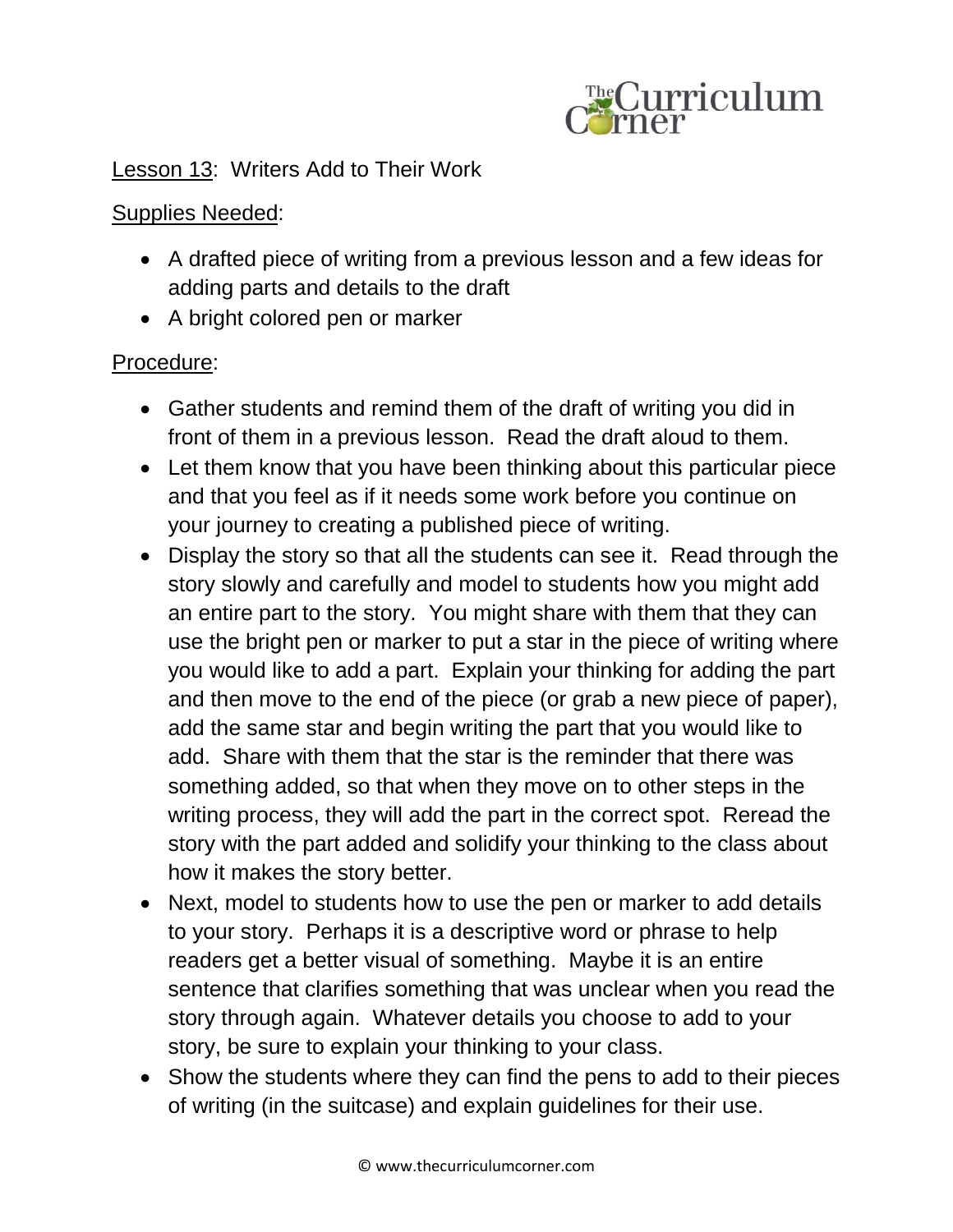Lesson 13: Writers Add to Their Work

Supplies Needed:

- A drafted piece of writing from a previous lesson and a few ideas for adding parts and details to the draft
- A bright colored pen or marker

Procedure:

- Gather students and remind them of the draft of writing you did in front of them in a previous lesson. Read the draft aloud to them.
- Let them know that you have been thinking about this particular piece and that you feel as if it needs some work before you continue on your journey to creating a published piece of writing.
- Display the story so that all the students can see it. Read through the story slowly and carefully and model to students how you might add an entire part to the story. You might share with them that they can use the bright pen or marker to put a star in the piece of writing where you would like to add a part. Explain your thinking for adding the part and then move to the end of the piece (or grab a new piece of paper), add the same star and begin writing the part that you would like to add. Share with them that the star is the reminder that there was something added, so that when they move on to other steps in the writing process, they will add the part in the correct spot. Reread the story with the part added and solidify your thinking to the class about how it makes the story better.
- Next, model to students how to use the pen or marker to add details to your story. Perhaps it is a descriptive word or phrase to help readers get a better visual of something. Maybe it is an entire sentence that clarifies something that was unclear when you read the story through again. Whatever details you choose to add to your story, be sure to explain your thinking to your class.
- Show the students where they can find the pens to add to their pieces of writing (in the suitcase) and explain guidelines for their use.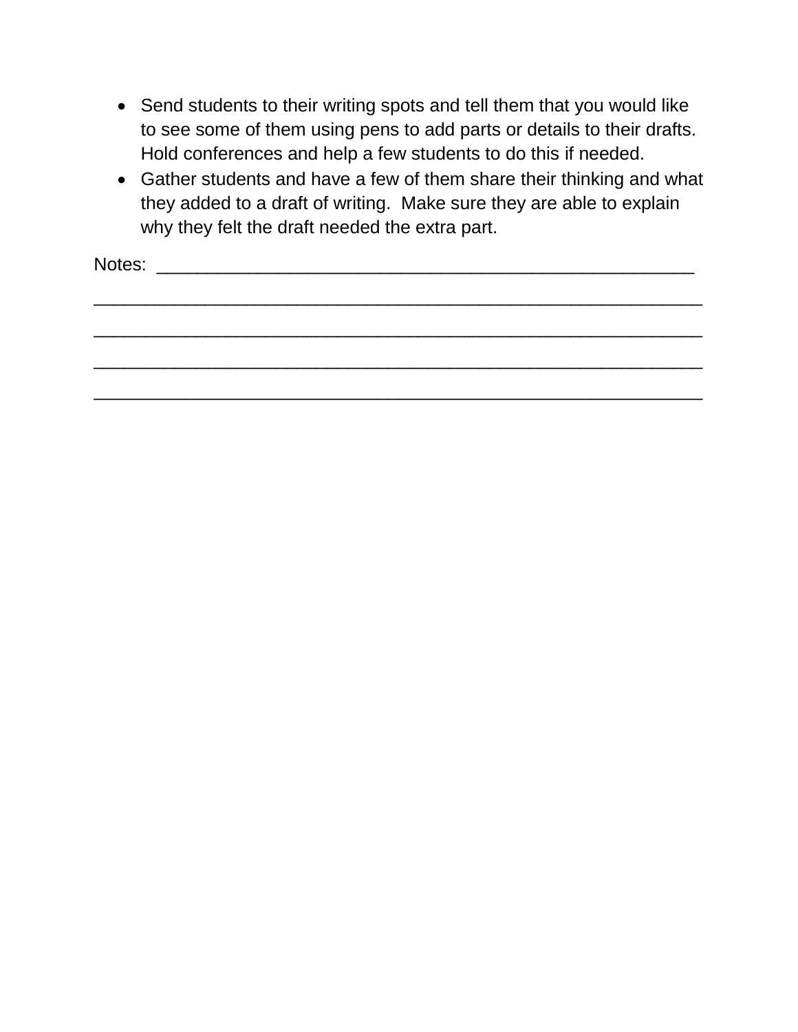- Send students to their writing spots and tell them that you would like to see some of them using pens to add parts or details to their drafts. Hold conferences and help a few students to do this if needed.
- Gather students and have a few of them share their thinking and what they added to a draft of writing. Make sure they are able to explain why they felt the draft needed the extra part.

Notes: ______________________________________________________

_____________________________________________________________

_____________________________________________________________

_____________________________________________________________

_____________________________________________________________